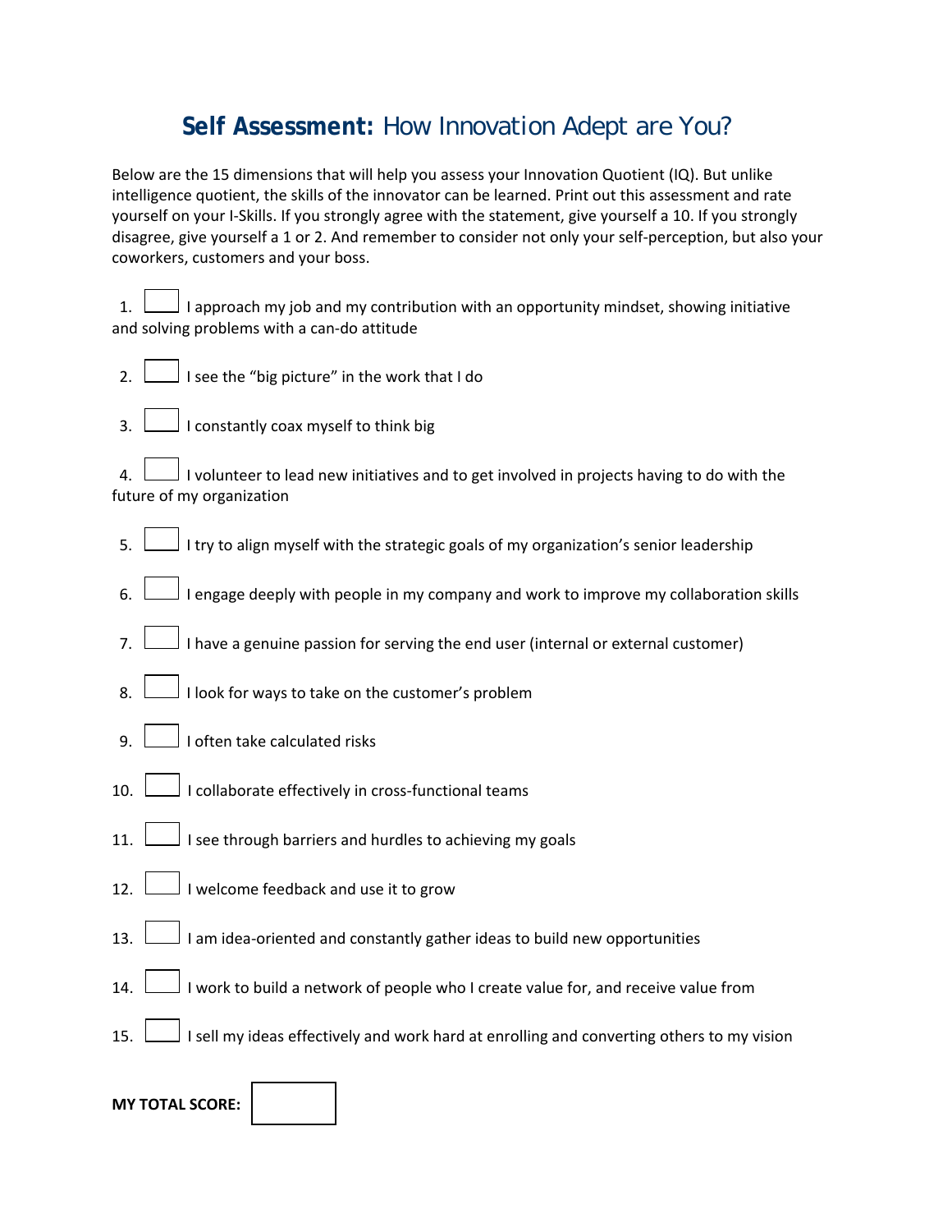# **Self Assessment:** How Innovation Adept are You?

Below are the 15 dimensions that will help you assess your Innovation Quotient (IQ). But unlike intelligence quotient, the skills of the innovator can be learned. Print out this assessment and rate yourself on your I-Skills. If you strongly agree with the statement, give yourself a 10. If you strongly disagree, give yourself a 1 or 2. And remember to consider not only your self-perception, but also your coworkers, customers and your boss.

1. ☐ I approach my job and my contribution with an opportunity mindset, showing initiative and solving problems with a can-do attitude

2. ☐ I see the “big picture” in the work that I do

3. ☐ I constantly coax myself to think big

4. ☐ I volunteer to lead new initiatives and to get involved in projects having to do with the future of my organization

5. ☐ I try to align myself with the strategic goals of my organization’s senior leadership

6. ☐ I engage deeply with people in my company and work to improve my collaboration skills

7. ☐ I have a genuine passion for serving the end user (internal or external customer)

8. ☐ I look for ways to take on the customer’s problem

9. ☐ I often take calculated risks

10. ☐ I collaborate effectively in cross-functional teams

11. ☐ I see through barriers and hurdles to achieving my goals

12. ☐ I welcome feedback and use it to grow

13. ☐ I am idea-oriented and constantly gather ideas to build new opportunities

14. ☐ I work to build a network of people who I create value for, and receive value from

15. ☐ I sell my ideas effectively and work hard at enrolling and converting others to my vision

**MY TOTAL SCORE:** ☐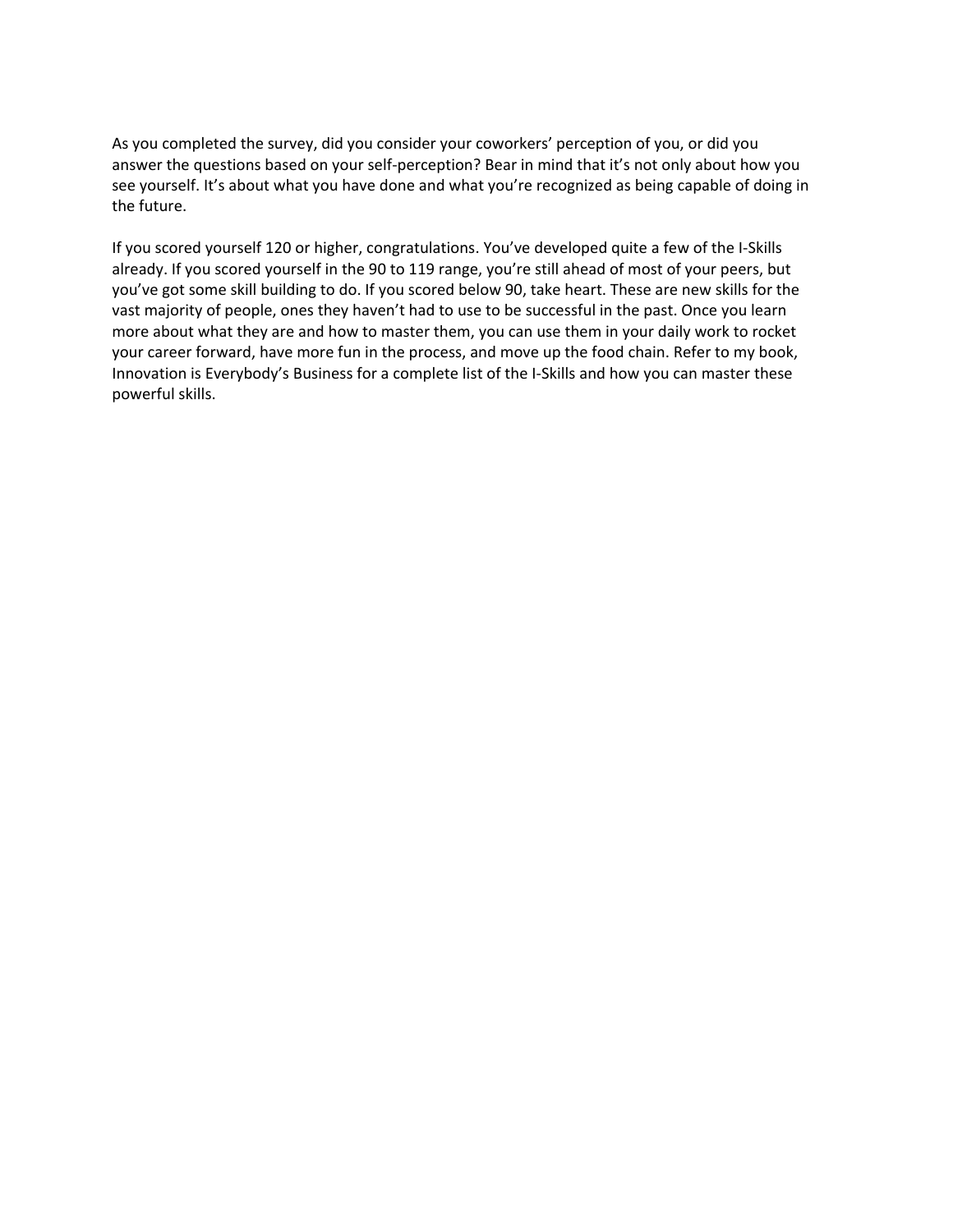As you completed the survey, did you consider your coworkers' perception of you, or did you answer the questions based on your self-perception? Bear in mind that it's not only about how you see yourself. It's about what you have done and what you're recognized as being capable of doing in the future.

If you scored yourself 120 or higher, congratulations. You've developed quite a few of the I-Skills already. If you scored yourself in the 90 to 119 range, you're still ahead of most of your peers, but you've got some skill building to do. If you scored below 90, take heart. These are new skills for the vast majority of people, ones they haven't had to use to be successful in the past. Once you learn more about what they are and how to master them, you can use them in your daily work to rocket your career forward, have more fun in the process, and move up the food chain. Refer to my book, Innovation is Everybody's Business for a complete list of the I-Skills and how you can master these powerful skills.